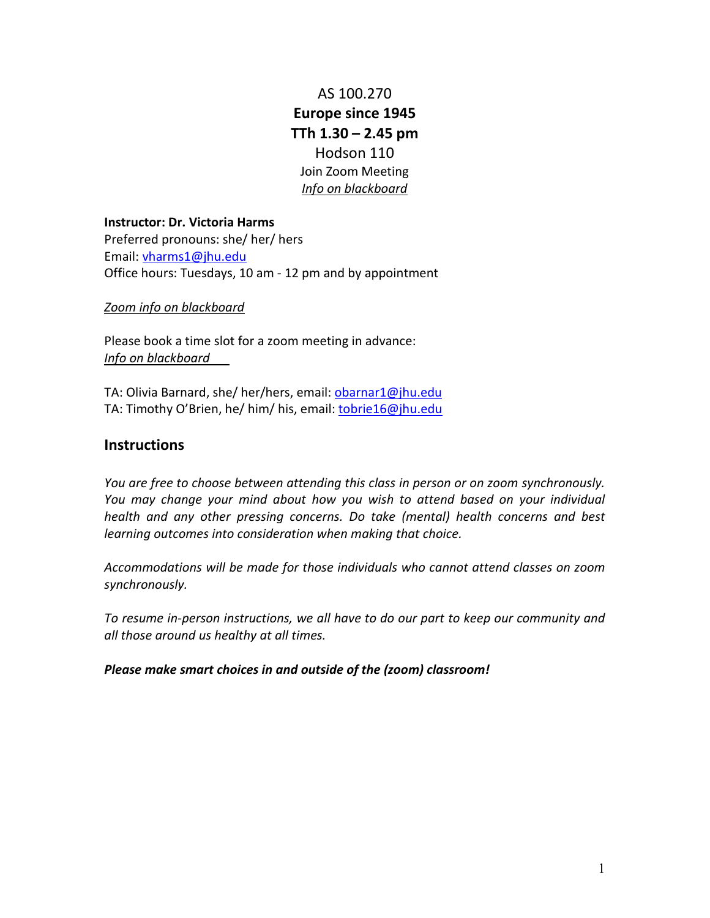AS 100.270

**Europe since 1945**

**TTh 1.30 – 2.45 pm**

Hodson 110

Join Zoom Meeting

*Info on blackboard*

**Instructor: Dr. Victoria Harms**

Preferred pronouns: she/ her/ hers

Email: vharms1@jhu.edu

Office hours: Tuesdays, 10 am - 12 pm and by appointment

*Zoom info on blackboard*

Please book a time slot for a zoom meeting in advance:

*Info on blackboard*

TA: Olivia Barnard, she/ her/hers, email: obarnar1@jhu.edu

TA: Timothy O'Brien, he/ him/ his, email: tobrie16@jhu.edu

## Instructions

*You are free to choose between attending this class in person or on zoom synchronously. You may change your mind about how you wish to attend based on your individual health and any other pressing concerns. Do take (mental) health concerns and best learning outcomes into consideration when making that choice.*

*Accommodations will be made for those individuals who cannot attend classes on zoom synchronously.*

*To resume in-person instructions, we all have to do our part to keep our community and all those around us healthy at all times.*

***Please make smart choices in and outside of the (zoom) classroom!***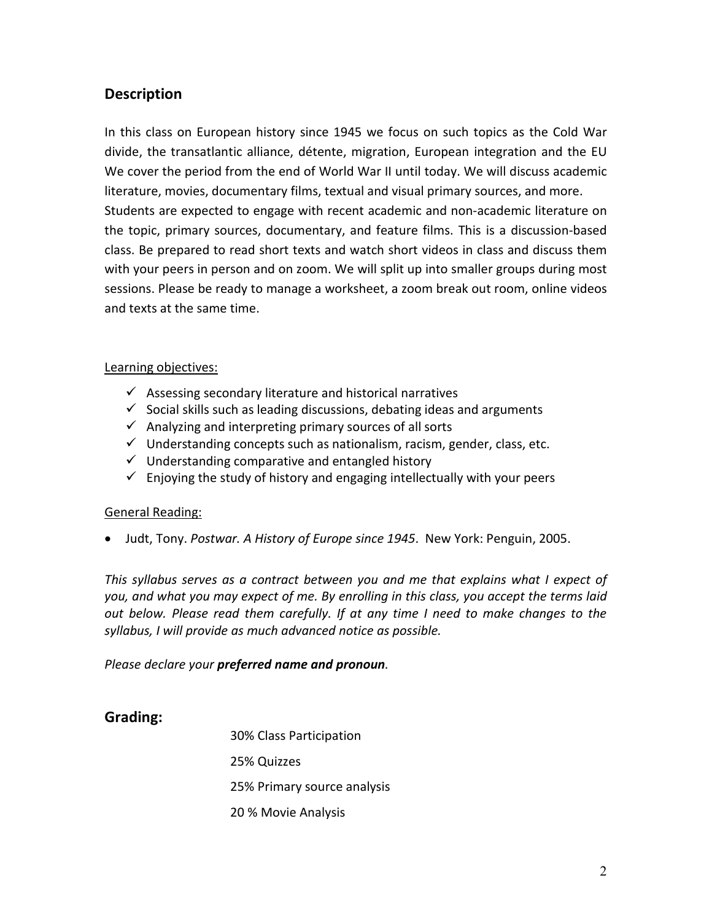## Description

In this class on European history since 1945 we focus on such topics as the Cold War divide, the transatlantic alliance, détente, migration, European integration and the EU We cover the period from the end of World War II until today. We will discuss academic literature, movies, documentary films, textual and visual primary sources, and more. Students are expected to engage with recent academic and non-academic literature on the topic, primary sources, documentary, and feature films. This is a discussion-based class. Be prepared to read short texts and watch short videos in class and discuss them with your peers in person and on zoom. We will split up into smaller groups during most sessions. Please be ready to manage a worksheet, a zoom break out room, online videos and texts at the same time.

Learning objectives:

- ✓ Assessing secondary literature and historical narratives
- ✓ Social skills such as leading discussions, debating ideas and arguments
- ✓ Analyzing and interpreting primary sources of all sorts
- ✓ Understanding concepts such as nationalism, racism, gender, class, etc.
- ✓ Understanding comparative and entangled history
- ✓ Enjoying the study of history and engaging intellectually with your peers

General Reading:

- Judt, Tony. *Postwar. A History of Europe since 1945*. New York: Penguin, 2005.

*This syllabus serves as a contract between you and me that explains what I expect of you, and what you may expect of me. By enrolling in this class, you accept the terms laid out below. Please read them carefully. If at any time I need to make changes to the syllabus, I will provide as much advanced notice as possible.*

*Please declare your **preferred name and pronoun**.*

## Grading:

30% Class Participation

25% Quizzes

25% Primary source analysis

20 % Movie Analysis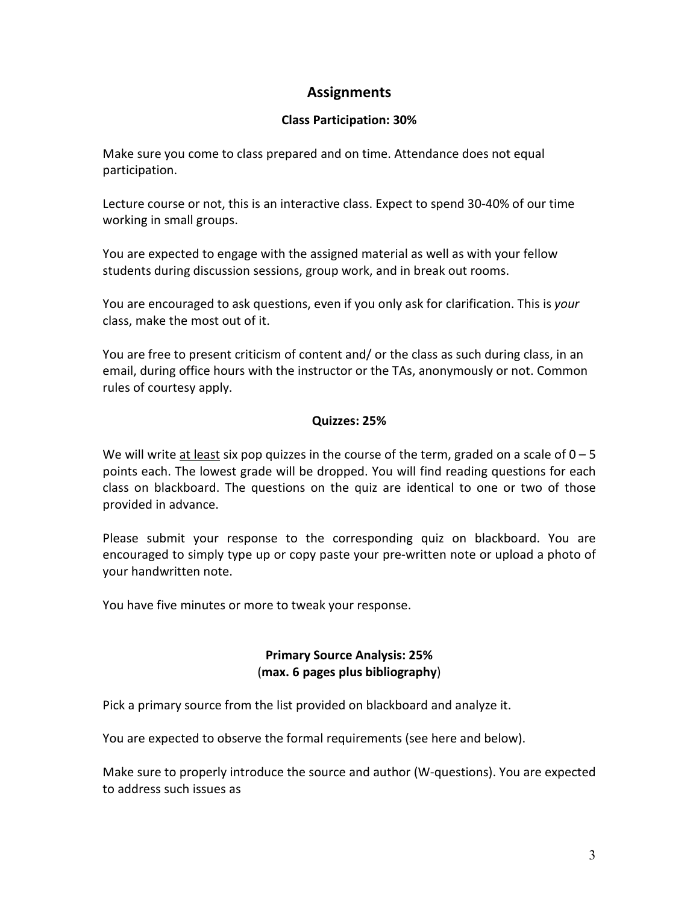## Assignments

### Class Participation: 30%

Make sure you come to class prepared and on time. Attendance does not equal participation.

Lecture course or not, this is an interactive class. Expect to spend 30-40% of our time working in small groups.

You are expected to engage with the assigned material as well as with your fellow students during discussion sessions, group work, and in break out rooms.

You are encouraged to ask questions, even if you only ask for clarification. This is *your* class, make the most out of it.

You are free to present criticism of content and/ or the class as such during class, in an email, during office hours with the instructor or the TAs, anonymously or not. Common rules of courtesy apply.

### Quizzes: 25%

We will write <u>at least</u> six pop quizzes in the course of the term, graded on a scale of 0 – 5 points each. The lowest grade will be dropped. You will find reading questions for each class on blackboard. The questions on the quiz are identical to one or two of those provided in advance.

Please submit your response to the corresponding quiz on blackboard. You are encouraged to simply type up or copy paste your pre-written note or upload a photo of your handwritten note.

You have five minutes or more to tweak your response.

### Primary Source Analysis: 25%
(**max. 6 pages plus bibliography**)

Pick a primary source from the list provided on blackboard and analyze it.

You are expected to observe the formal requirements (see here and below).

Make sure to properly introduce the source and author (W-questions). You are expected to address such issues as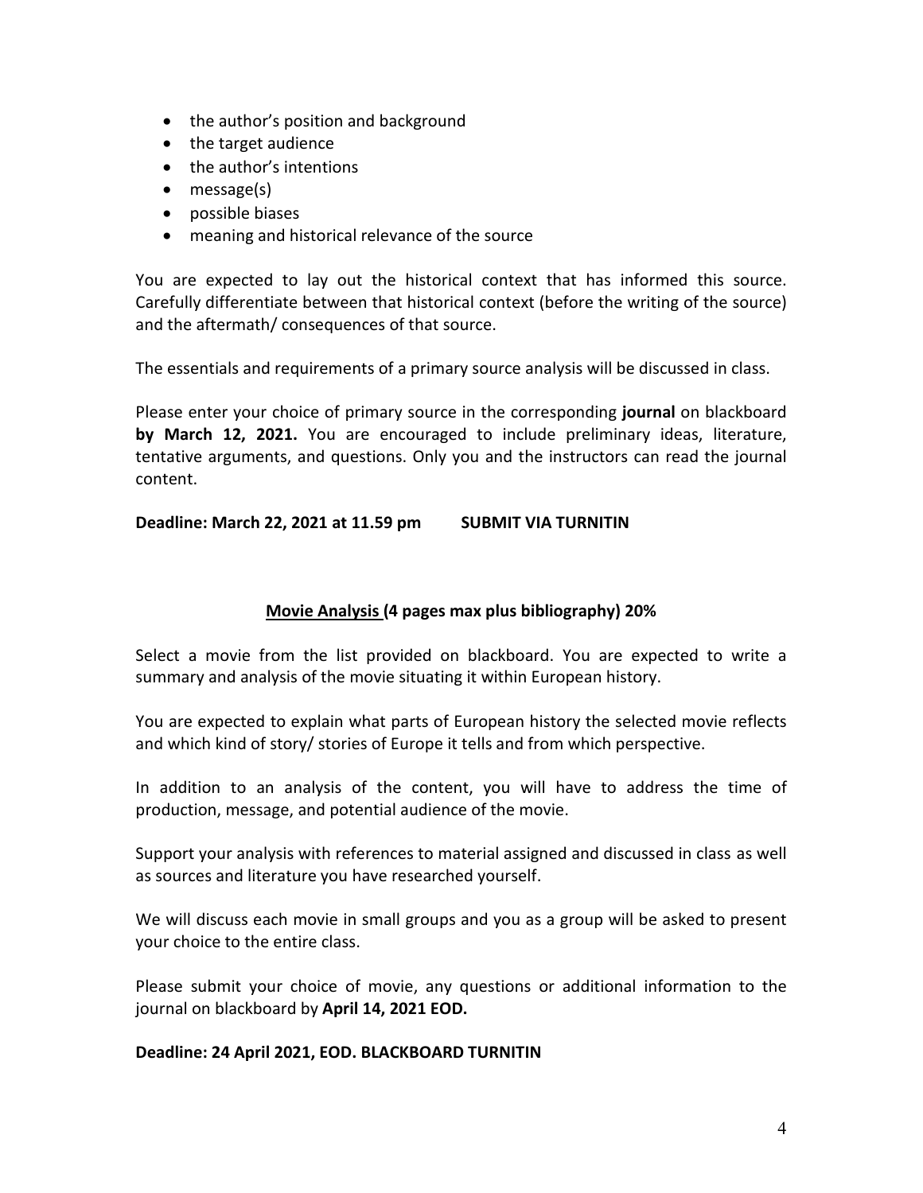- the author's position and background
- the target audience
- the author's intentions
- message(s)
- possible biases
- meaning and historical relevance of the source

You are expected to lay out the historical context that has informed this source. Carefully differentiate between that historical context (before the writing of the source) and the aftermath/ consequences of that source.

The essentials and requirements of a primary source analysis will be discussed in class.

Please enter your choice of primary source in the corresponding **journal** on blackboard **by March 12, 2021.** You are encouraged to include preliminary ideas, literature, tentative arguments, and questions. Only you and the instructors can read the journal content.

**Deadline: March 22, 2021 at 11.59 pm SUBMIT VIA TURNITIN**

## **Movie Analysis (4 pages max plus bibliography) 20%**

Select a movie from the list provided on blackboard. You are expected to write a summary and analysis of the movie situating it within European history.

You are expected to explain what parts of European history the selected movie reflects and which kind of story/ stories of Europe it tells and from which perspective.

In addition to an analysis of the content, you will have to address the time of production, message, and potential audience of the movie.

Support your analysis with references to material assigned and discussed in class as well as sources and literature you have researched yourself.

We will discuss each movie in small groups and you as a group will be asked to present your choice to the entire class.

Please submit your choice of movie, any questions or additional information to the journal on blackboard by **April 14, 2021 EOD.**

**Deadline: 24 April 2021, EOD. BLACKBOARD TURNITIN**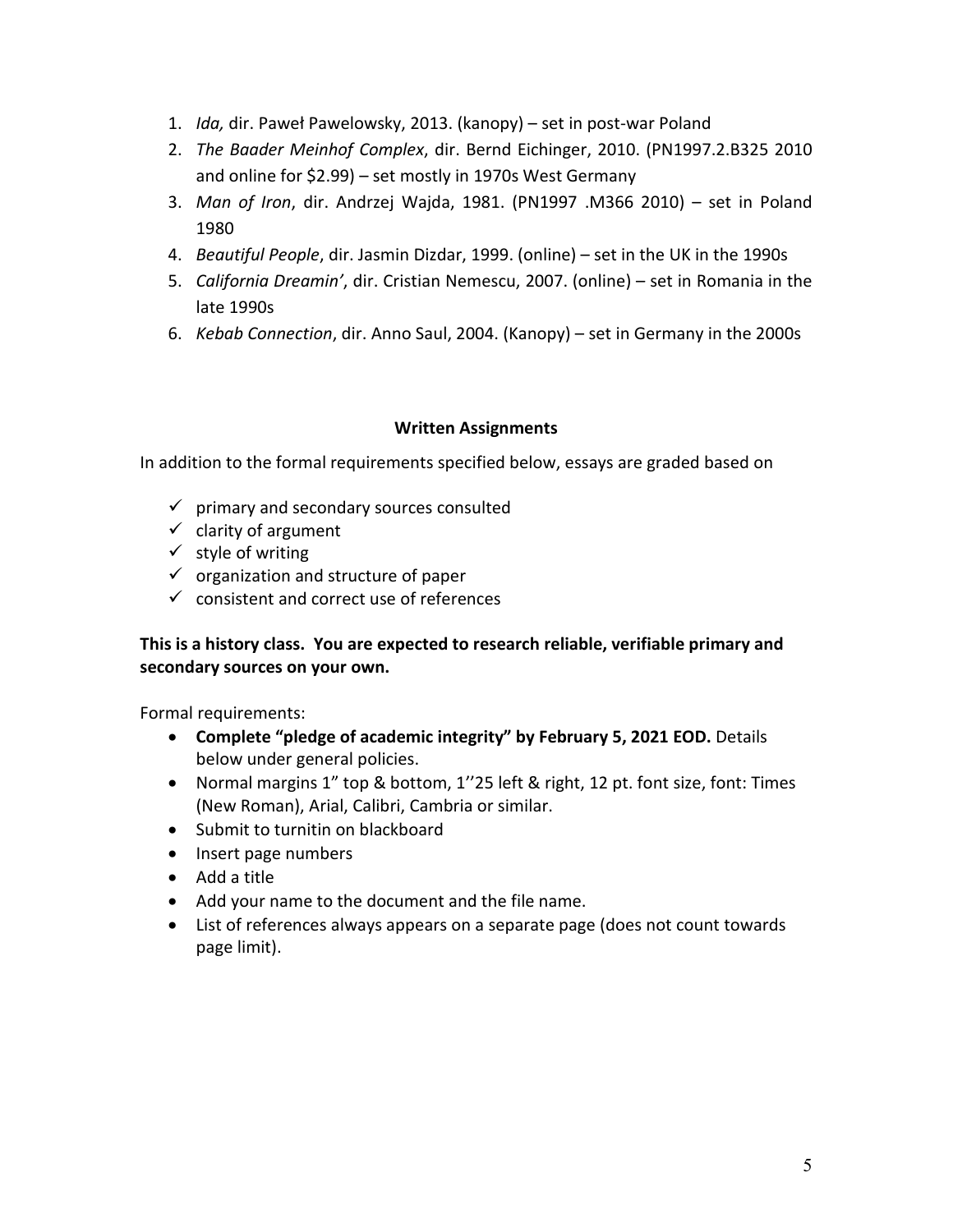1. *Ida,* dir. Paweł Pawelowsky, 2013. (kanopy) – set in post-war Poland
2. *The Baader Meinhof Complex*, dir. Bernd Eichinger, 2010. (PN1997.2.B325 2010 and online for $2.99) – set mostly in 1970s West Germany
3. *Man of Iron*, dir. Andrzej Wajda, 1981. (PN1997 .M366 2010) – set in Poland 1980
4. *Beautiful People*, dir. Jasmin Dizdar, 1999. (online) – set in the UK in the 1990s
5. *California Dreamin'*, dir. Cristian Nemescu, 2007. (online) – set in Romania in the late 1990s
6. *Kebab Connection*, dir. Anno Saul, 2004. (Kanopy) – set in Germany in the 2000s

## Written Assignments

In addition to the formal requirements specified below, essays are graded based on

- ✓ primary and secondary sources consulted
- ✓ clarity of argument
- ✓ style of writing
- ✓ organization and structure of paper
- ✓ consistent and correct use of references

**This is a history class. You are expected to research reliable, verifiable primary and secondary sources on your own.**

Formal requirements:

- **Complete "pledge of academic integrity" by February 5, 2021 EOD.** Details below under general policies.
- Normal margins 1" top & bottom, 1''25 left & right, 12 pt. font size, font: Times (New Roman), Arial, Calibri, Cambria or similar.
- Submit to turnitin on blackboard
- Insert page numbers
- Add a title
- Add your name to the document and the file name.
- List of references always appears on a separate page (does not count towards page limit).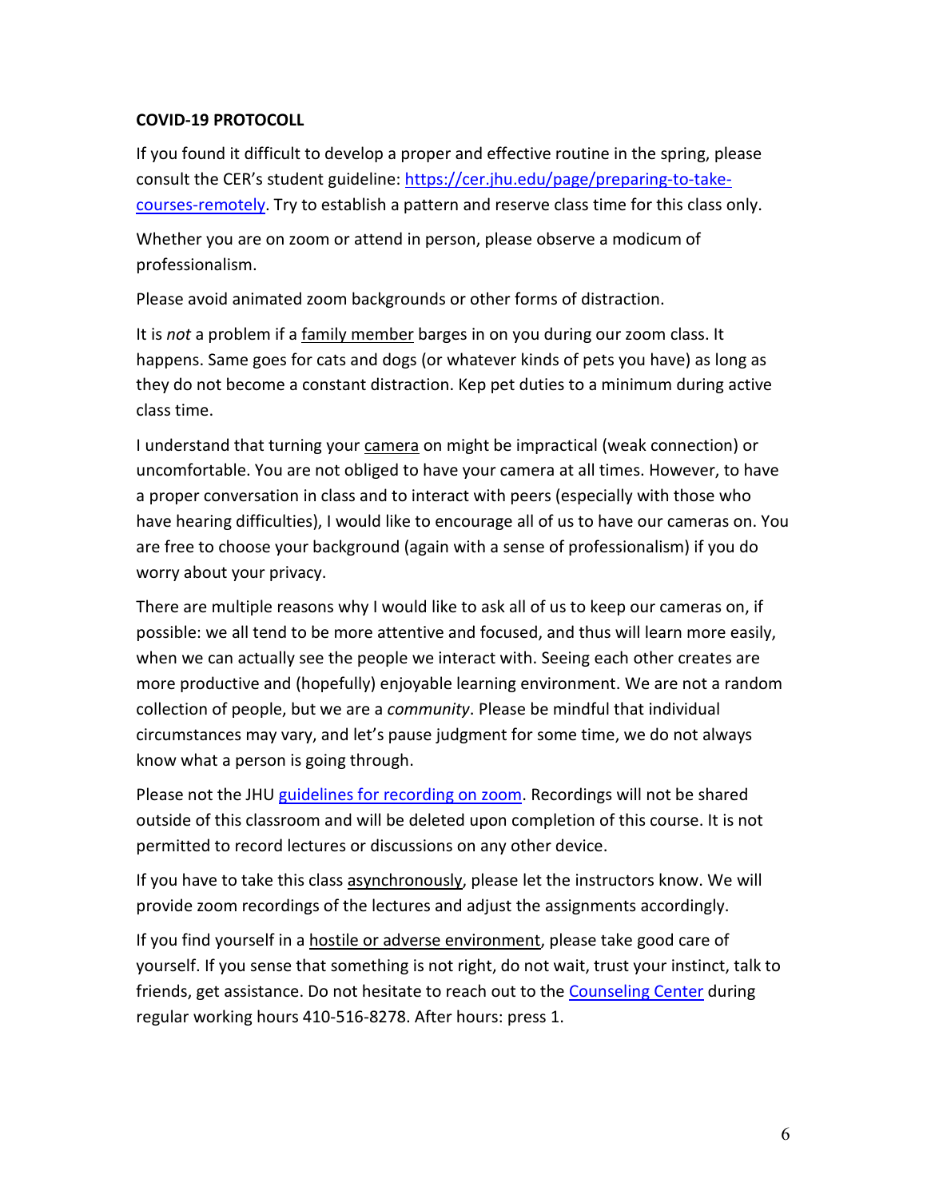**COVID-19 PROTOCOLL**

If you found it difficult to develop a proper and effective routine in the spring, please consult the CER's student guideline: [https://cer.jhu.edu/page/preparing-to-take-courses-remotely](https://cer.jhu.edu/page/preparing-to-take-courses-remotely). Try to establish a pattern and reserve class time for this class only.

Whether you are on zoom or attend in person, please observe a modicum of professionalism.

Please avoid animated zoom backgrounds or other forms of distraction.

It is *not* a problem if a family member barges in on you during our zoom class. It happens. Same goes for cats and dogs (or whatever kinds of pets you have) as long as they do not become a constant distraction. Kep pet duties to a minimum during active class time.

I understand that turning your camera on might be impractical (weak connection) or uncomfortable. You are not obliged to have your camera at all times. However, to have a proper conversation in class and to interact with peers (especially with those who have hearing difficulties), I would like to encourage all of us to have our cameras on. You are free to choose your background (again with a sense of professionalism) if you do worry about your privacy.

There are multiple reasons why I would like to ask all of us to keep our cameras on, if possible: we all tend to be more attentive and focused, and thus will learn more easily, when we can actually see the people we interact with. Seeing each other creates are more productive and (hopefully) enjoyable learning environment. We are not a random collection of people, but we are a *community*. Please be mindful that individual circumstances may vary, and let's pause judgment for some time, we do not always know what a person is going through.

Please not the JHU guidelines for recording on zoom. Recordings will not be shared outside of this classroom and will be deleted upon completion of this course. It is not permitted to record lectures or discussions on any other device.

If you have to take this class asynchronously, please let the instructors know. We will provide zoom recordings of the lectures and adjust the assignments accordingly.

If you find yourself in a hostile or adverse environment, please take good care of yourself. If you sense that something is not right, do not wait, trust your instinct, talk to friends, get assistance. Do not hesitate to reach out to the Counseling Center during regular working hours 410-516-8278. After hours: press 1.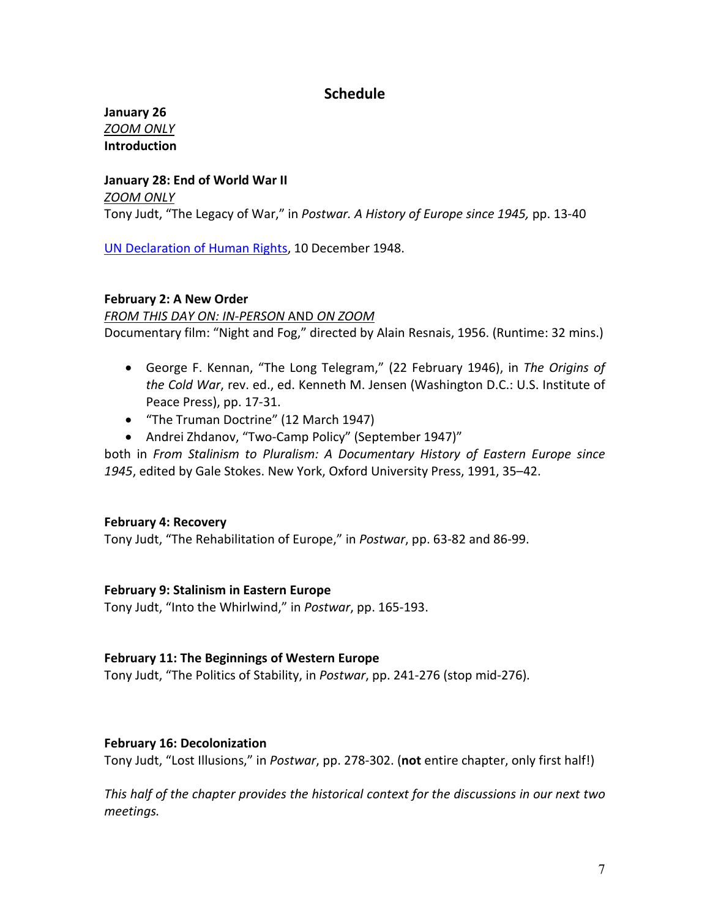## Schedule

**January 26**
*ZOOM ONLY*
**Introduction**

**January 28: End of World War II**
*ZOOM ONLY*
Tony Judt, "The Legacy of War," in *Postwar. A History of Europe since 1945,* pp. 13-40

UN Declaration of Human Rights, 10 December 1948.

**February 2: A New Order**
*FROM THIS DAY ON: IN-PERSON* AND *ON ZOOM*
Documentary film: "Night and Fog," directed by Alain Resnais, 1956. (Runtime: 32 mins.)

- George F. Kennan, "The Long Telegram," (22 February 1946), in *The Origins of the Cold War*, rev. ed., ed. Kenneth M. Jensen (Washington D.C.: U.S. Institute of Peace Press), pp. 17-31.
- "The Truman Doctrine" (12 March 1947)
- Andrei Zhdanov, "Two-Camp Policy" (September 1947)"

both in *From Stalinism to Pluralism: A Documentary History of Eastern Europe since 1945*, edited by Gale Stokes. New York, Oxford University Press, 1991, 35–42.

**February 4: Recovery**
Tony Judt, "The Rehabilitation of Europe," in *Postwar*, pp. 63-82 and 86-99.

**February 9: Stalinism in Eastern Europe**
Tony Judt, "Into the Whirlwind," in *Postwar*, pp. 165-193.

**February 11: The Beginnings of Western Europe**
Tony Judt, "The Politics of Stability, in *Postwar*, pp. 241-276 (stop mid-276).

**February 16: Decolonization**
Tony Judt, "Lost Illusions," in *Postwar*, pp. 278-302. (**not** entire chapter, only first half!)

*This half of the chapter provides the historical context for the discussions in our next two meetings.*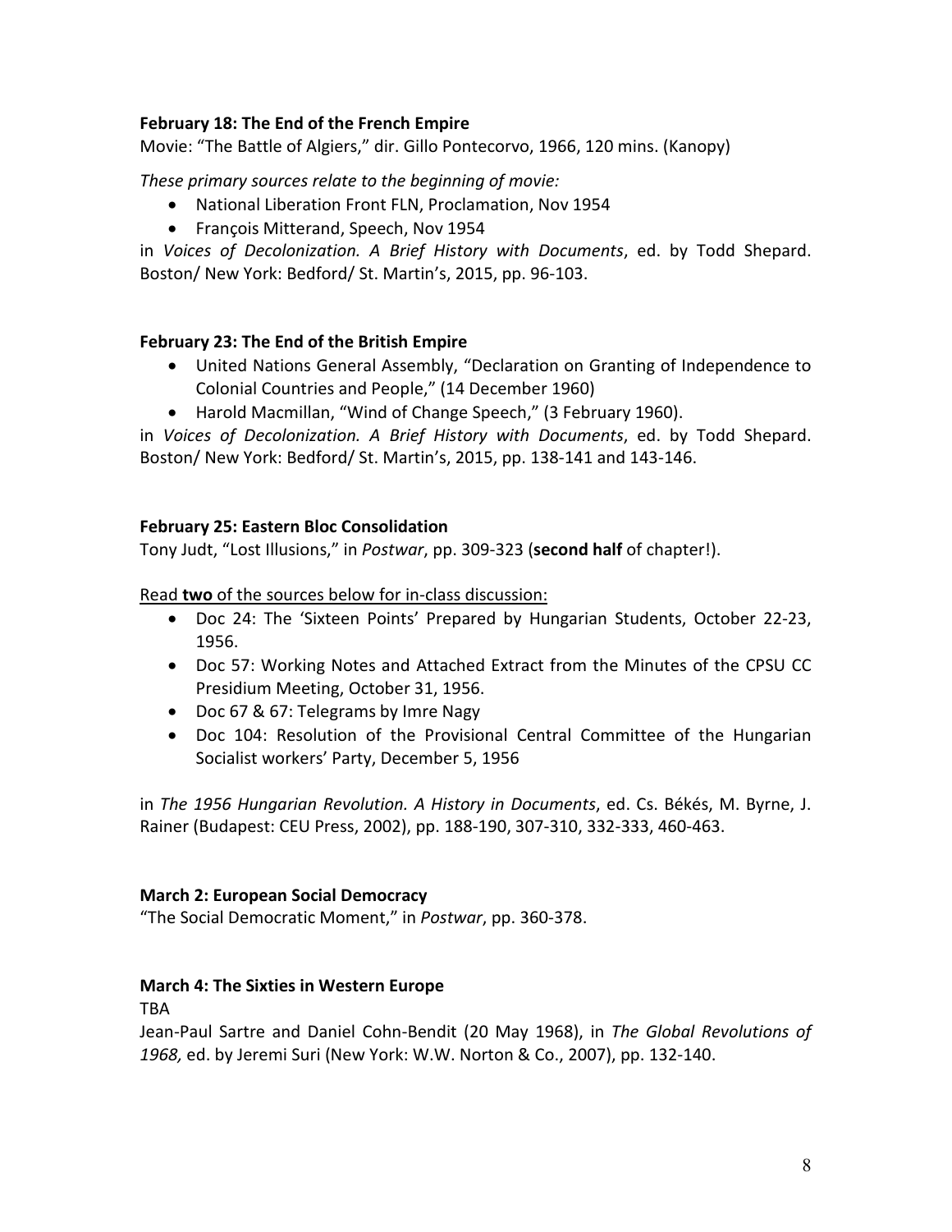**February 18: The End of the French Empire**

Movie: "The Battle of Algiers," dir. Gillo Pontecorvo, 1966, 120 mins. (Kanopy)

*These primary sources relate to the beginning of movie:*

- National Liberation Front FLN, Proclamation, Nov 1954
- François Mitterand, Speech, Nov 1954

in *Voices of Decolonization. A Brief History with Documents*, ed. by Todd Shepard. Boston/ New York: Bedford/ St. Martin's, 2015, pp. 96-103.

**February 23: The End of the British Empire**

- United Nations General Assembly, "Declaration on Granting of Independence to Colonial Countries and People," (14 December 1960)
- Harold Macmillan, "Wind of Change Speech," (3 February 1960).

in *Voices of Decolonization. A Brief History with Documents*, ed. by Todd Shepard. Boston/ New York: Bedford/ St. Martin's, 2015, pp. 138-141 and 143-146.

**February 25: Eastern Bloc Consolidation**

Tony Judt, "Lost Illusions," in *Postwar*, pp. 309-323 (**second half** of chapter!).

Read **two** of the sources below for in-class discussion:

- Doc 24: The 'Sixteen Points' Prepared by Hungarian Students, October 22-23, 1956.
- Doc 57: Working Notes and Attached Extract from the Minutes of the CPSU CC Presidium Meeting, October 31, 1956.
- Doc 67 & 67: Telegrams by Imre Nagy
- Doc 104: Resolution of the Provisional Central Committee of the Hungarian Socialist workers' Party, December 5, 1956

in *The 1956 Hungarian Revolution. A History in Documents*, ed. Cs. Békés, M. Byrne, J. Rainer (Budapest: CEU Press, 2002), pp. 188-190, 307-310, 332-333, 460-463.

**March 2: European Social Democracy**

"The Social Democratic Moment," in *Postwar*, pp. 360-378.

**March 4: The Sixties in Western Europe**

TBA

Jean-Paul Sartre and Daniel Cohn-Bendit (20 May 1968), in *The Global Revolutions of 1968,* ed. by Jeremi Suri (New York: W.W. Norton & Co., 2007), pp. 132-140.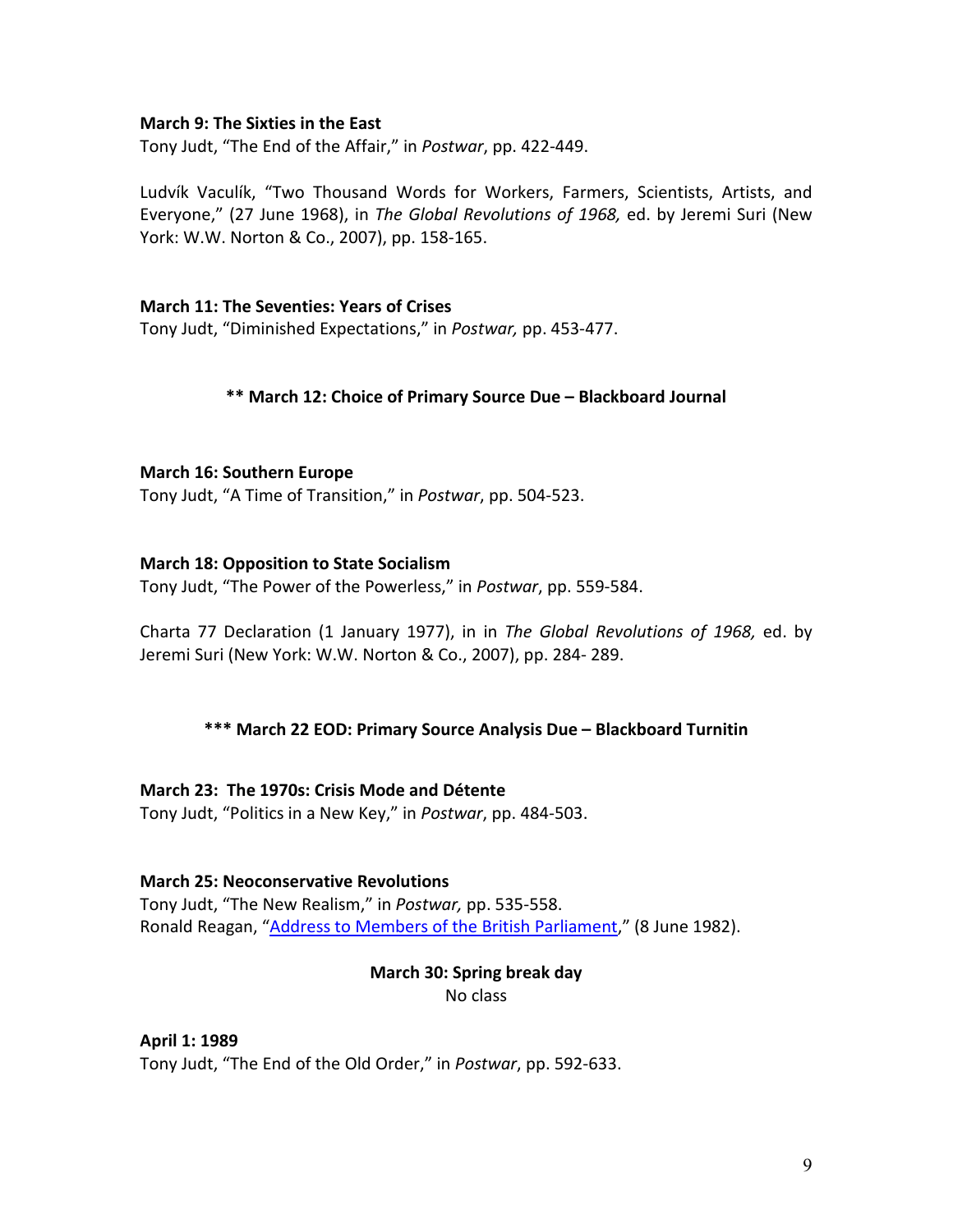**March 9: The Sixties in the East**
Tony Judt, "The End of the Affair," in *Postwar*, pp. 422-449.

Ludvík Vaculík, "Two Thousand Words for Workers, Farmers, Scientists, Artists, and Everyone," (27 June 1968), in *The Global Revolutions of 1968,* ed. by Jeremi Suri (New York: W.W. Norton & Co., 2007), pp. 158-165.

**March 11: The Seventies: Years of Crises**
Tony Judt, "Diminished Expectations," in *Postwar,* pp. 453-477.

**\*\* March 12: Choice of Primary Source Due – Blackboard Journal**

**March 16: Southern Europe**
Tony Judt, "A Time of Transition," in *Postwar*, pp. 504-523.

**March 18: Opposition to State Socialism**
Tony Judt, "The Power of the Powerless," in *Postwar*, pp. 559-584.

Charta 77 Declaration (1 January 1977), in in *The Global Revolutions of 1968,* ed. by Jeremi Suri (New York: W.W. Norton & Co., 2007), pp. 284- 289.

**\*\*\* March 22 EOD: Primary Source Analysis Due – Blackboard Turnitin**

**March 23: The 1970s: Crisis Mode and Détente**
Tony Judt, "Politics in a New Key," in *Postwar*, pp. 484-503.

**March 25: Neoconservative Revolutions**
Tony Judt, "The New Realism," in *Postwar,* pp. 535-558.
Ronald Reagan, "Address to Members of the British Parliament," (8 June 1982).

**March 30: Spring break day**
No class

**April 1: 1989**
Tony Judt, "The End of the Old Order," in *Postwar*, pp. 592-633.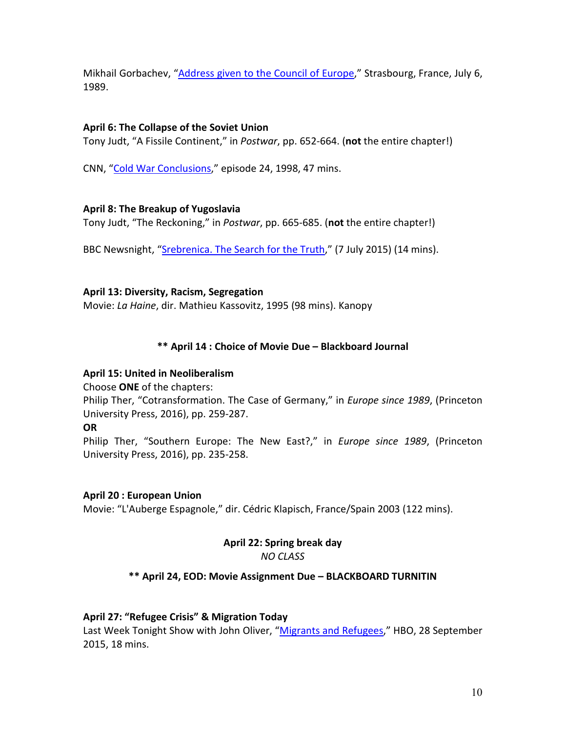Mikhail Gorbachev, "Address given to the Council of Europe," Strasbourg, France, July 6, 1989.

**April 6: The Collapse of the Soviet Union**

Tony Judt, "A Fissile Continent," in *Postwar*, pp. 652-664. (**not** the entire chapter!)

CNN, "Cold War Conclusions," episode 24, 1998, 47 mins.

**April 8: The Breakup of Yugoslavia**

Tony Judt, "The Reckoning," in *Postwar*, pp. 665-685. (**not** the entire chapter!)

BBC Newsnight, "Srebrenica. The Search for the Truth," (7 July 2015) (14 mins).

**April 13: Diversity, Racism, Segregation**

Movie: *La Haine*, dir. Mathieu Kassovitz, 1995 (98 mins). Kanopy

**\*\* April 14 : Choice of Movie Due – Blackboard Journal**

**April 15: United in Neoliberalism**

Choose **ONE** of the chapters:

Philip Ther, "Cotransformation. The Case of Germany," in *Europe since 1989*, (Princeton University Press, 2016), pp. 259-287.

**OR**

Philip Ther, "Southern Europe: The New East?," in *Europe since 1989*, (Princeton University Press, 2016), pp. 235-258.

**April 20 : European Union**

Movie: "L'Auberge Espagnole," dir. Cédric Klapisch, France/Spain 2003 (122 mins).

**April 22: Spring break day**

*NO CLASS*

**\*\* April 24, EOD: Movie Assignment Due – BLACKBOARD TURNITIN**

**April 27: "Refugee Crisis" & Migration Today**

Last Week Tonight Show with John Oliver, "Migrants and Refugees," HBO, 28 September 2015, 18 mins.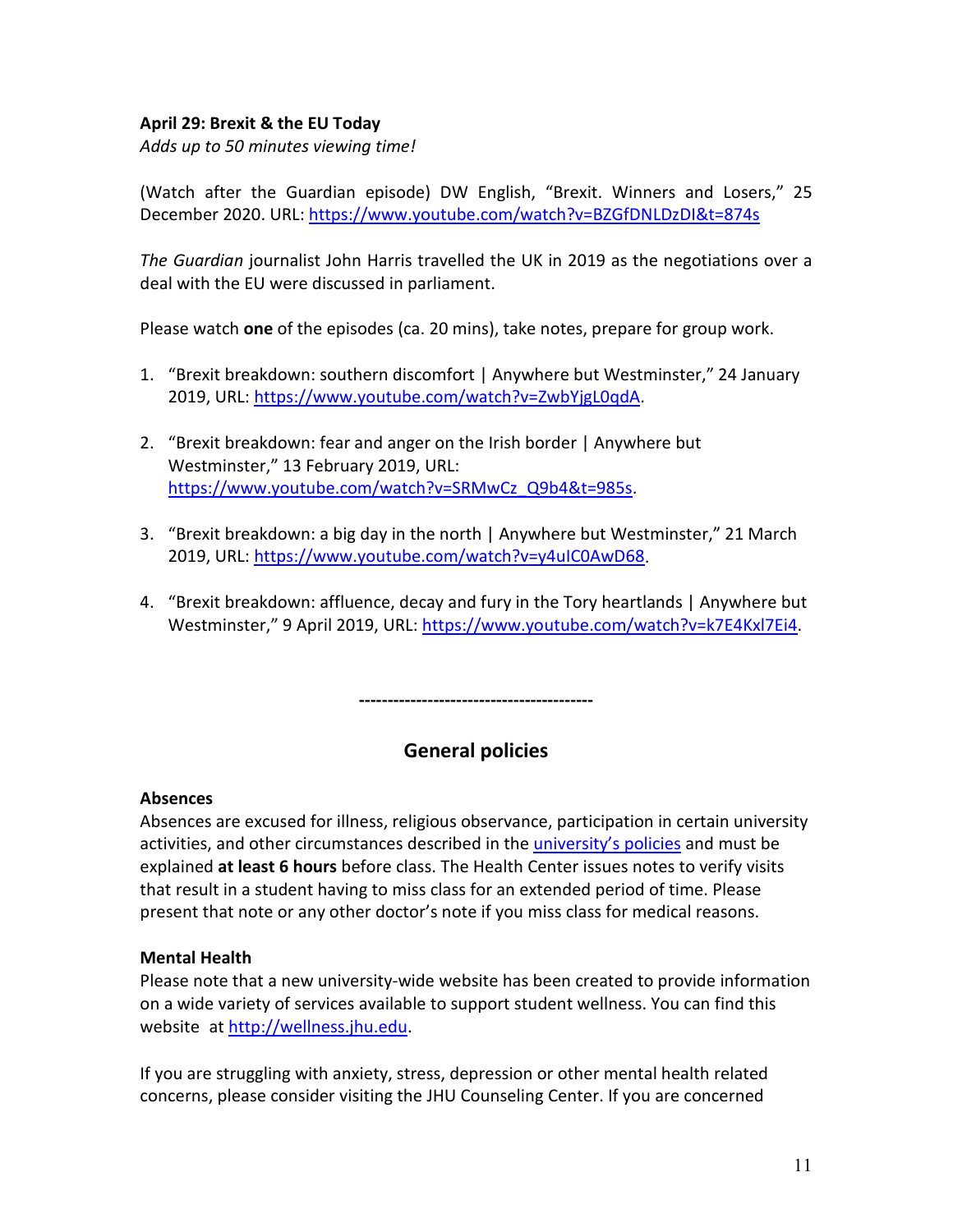**April 29: Brexit & the EU Today**
*Adds up to 50 minutes viewing time!*

(Watch after the Guardian episode) DW English, "Brexit. Winners and Losers," 25 December 2020. URL: https://www.youtube.com/watch?v=BZGfDNLDzDI&t=874s

*The Guardian* journalist John Harris travelled the UK in 2019 as the negotiations over a deal with the EU were discussed in parliament.

Please watch **one** of the episodes (ca. 20 mins), take notes, prepare for group work.

1. "Brexit breakdown: southern discomfort | Anywhere but Westminster," 24 January 2019, URL: https://www.youtube.com/watch?v=ZwbYjgL0qdA.

2. "Brexit breakdown: fear and anger on the Irish border | Anywhere but Westminster," 13 February 2019, URL: https://www.youtube.com/watch?v=SRMwCz_Q9b4&t=985s.

3. "Brexit breakdown: a big day in the north | Anywhere but Westminster," 21 March 2019, URL: https://www.youtube.com/watch?v=y4uIC0AwD68.

4. "Brexit breakdown: affluence, decay and fury in the Tory heartlands | Anywhere but Westminster," 9 April 2019, URL: https://www.youtube.com/watch?v=k7E4Kxl7Ei4.

-----------------------------------------

## General policies

**Absences**
Absences are excused for illness, religious observance, participation in certain university activities, and other circumstances described in the university's policies and must be explained **at least 6 hours** before class. The Health Center issues notes to verify visits that result in a student having to miss class for an extended period of time. Please present that note or any other doctor's note if you miss class for medical reasons.

**Mental Health**
Please note that a new university-wide website has been created to provide information on a wide variety of services available to support student wellness. You can find this website at http://wellness.jhu.edu.

If you are struggling with anxiety, stress, depression or other mental health related concerns, please consider visiting the JHU Counseling Center. If you are concerned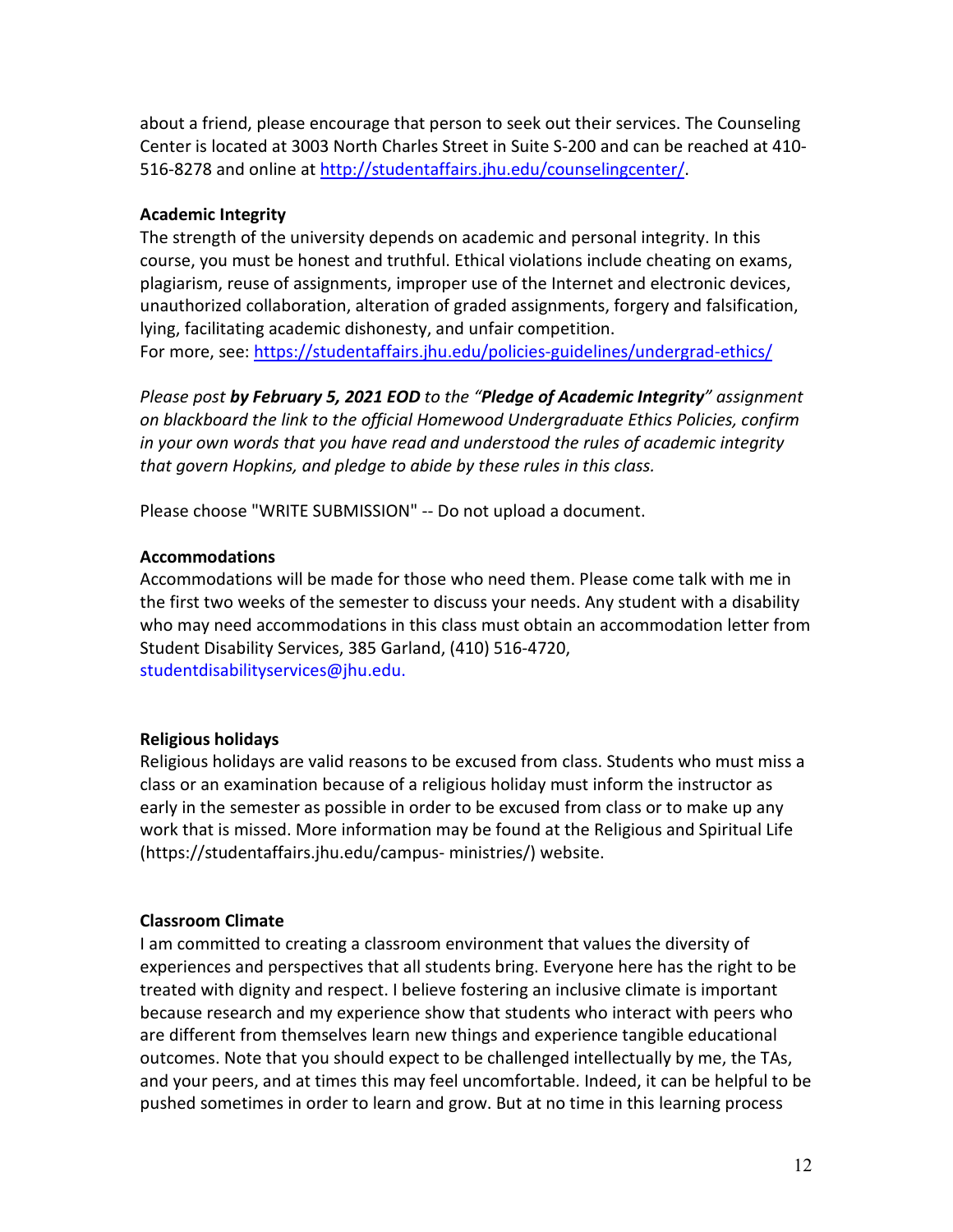about a friend, please encourage that person to seek out their services. The Counseling Center is located at 3003 North Charles Street in Suite S-200 and can be reached at 410-516-8278 and online at http://studentaffairs.jhu.edu/counselingcenter/.

**Academic Integrity**

The strength of the university depends on academic and personal integrity. In this course, you must be honest and truthful. Ethical violations include cheating on exams, plagiarism, reuse of assignments, improper use of the Internet and electronic devices, unauthorized collaboration, alteration of graded assignments, forgery and falsification, lying, facilitating academic dishonesty, and unfair competition.
For more, see: https://studentaffairs.jhu.edu/policies-guidelines/undergrad-ethics/

*Please post **by February 5, 2021 EOD** to the "**Pledge of Academic Integrity**" assignment on blackboard the link to the official Homewood Undergraduate Ethics Policies, confirm in your own words that you have read and understood the rules of academic integrity that govern Hopkins, and pledge to abide by these rules in this class.*

Please choose "WRITE SUBMISSION" -- Do not upload a document.

**Accommodations**

Accommodations will be made for those who need them. Please come talk with me in the first two weeks of the semester to discuss your needs. Any student with a disability who may need accommodations in this class must obtain an accommodation letter from Student Disability Services, 385 Garland, (410) 516-4720, studentdisabilityservices@jhu.edu.

**Religious holidays**

Religious holidays are valid reasons to be excused from class. Students who must miss a class or an examination because of a religious holiday must inform the instructor as early in the semester as possible in order to be excused from class or to make up any work that is missed. More information may be found at the Religious and Spiritual Life (https://studentaffairs.jhu.edu/campus- ministries/) website.

**Classroom Climate**

I am committed to creating a classroom environment that values the diversity of experiences and perspectives that all students bring. Everyone here has the right to be treated with dignity and respect. I believe fostering an inclusive climate is important because research and my experience show that students who interact with peers who are different from themselves learn new things and experience tangible educational outcomes. Note that you should expect to be challenged intellectually by me, the TAs, and your peers, and at times this may feel uncomfortable. Indeed, it can be helpful to be pushed sometimes in order to learn and grow. But at no time in this learning process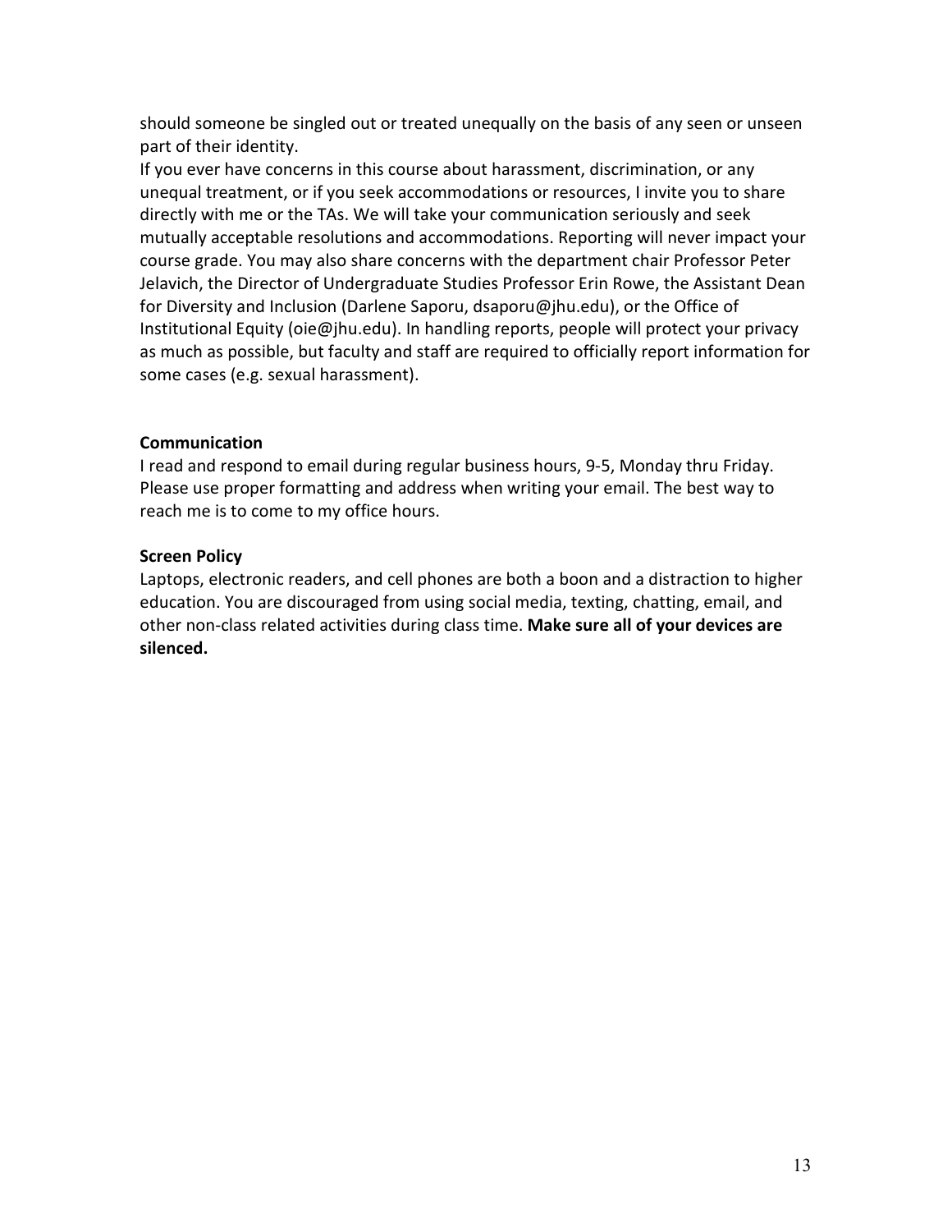should someone be singled out or treated unequally on the basis of any seen or unseen part of their identity.

If you ever have concerns in this course about harassment, discrimination, or any unequal treatment, or if you seek accommodations or resources, I invite you to share directly with me or the TAs. We will take your communication seriously and seek mutually acceptable resolutions and accommodations. Reporting will never impact your course grade. You may also share concerns with the department chair Professor Peter Jelavich, the Director of Undergraduate Studies Professor Erin Rowe, the Assistant Dean for Diversity and Inclusion (Darlene Saporu, dsaporu@jhu.edu), or the Office of Institutional Equity (oie@jhu.edu). In handling reports, people will protect your privacy as much as possible, but faculty and staff are required to officially report information for some cases (e.g. sexual harassment).

**Communication**

I read and respond to email during regular business hours, 9-5, Monday thru Friday. Please use proper formatting and address when writing your email. The best way to reach me is to come to my office hours.

**Screen Policy**

Laptops, electronic readers, and cell phones are both a boon and a distraction to higher education. You are discouraged from using social media, texting, chatting, email, and other non-class related activities during class time. **Make sure all of your devices are silenced.**